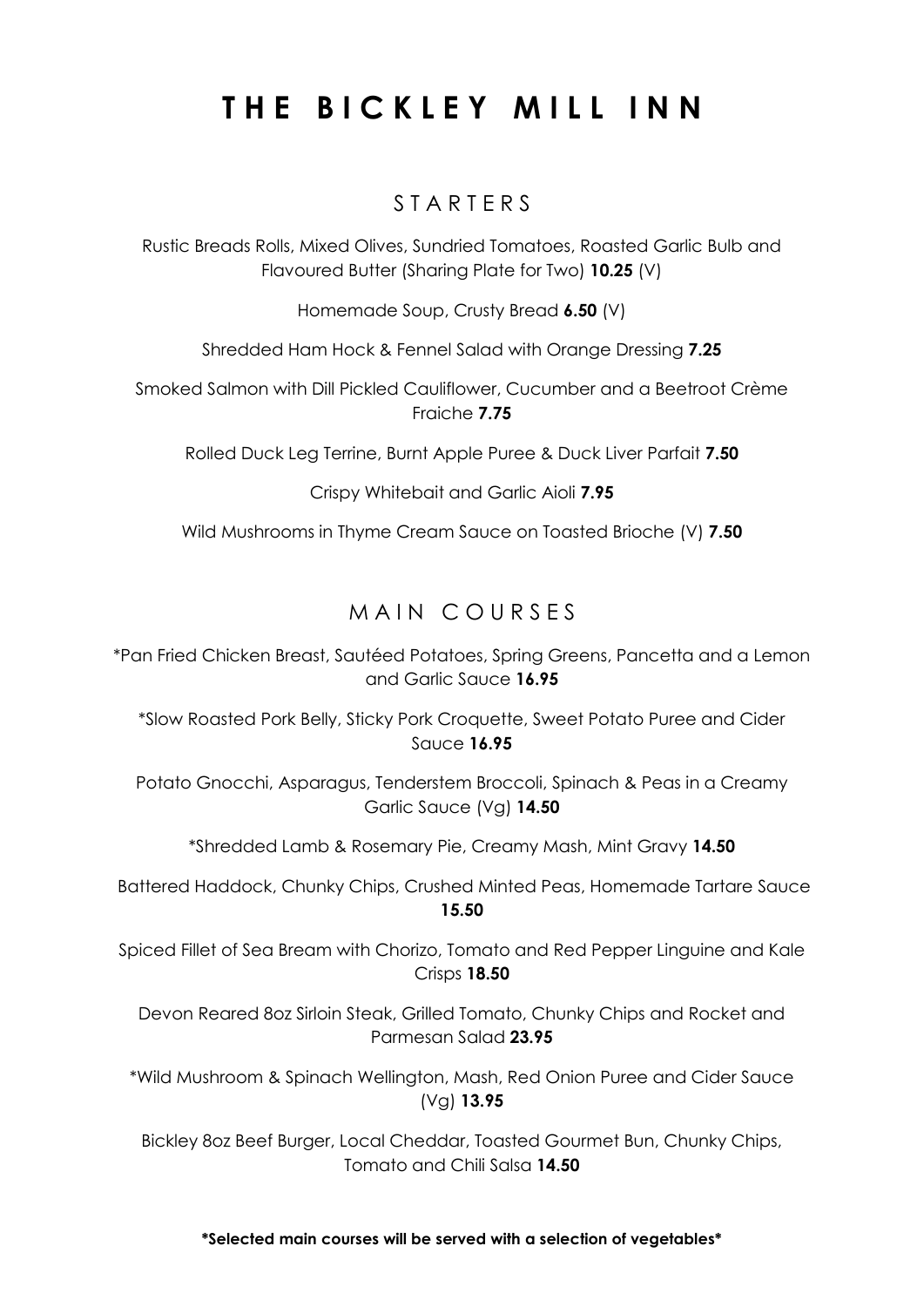# THE BICKLEY MILL INN

## STARTERS

Rustic Breads Rolls, Mixed Olives, Sundried Tomatoes, Roasted Garlic Bulb and Flavoured Butter (Sharing Plate for Two) **10.25** (V)

Homemade Soup, Crusty Bread **6.50** (V)

Shredded Ham Hock & Fennel Salad with Orange Dressing **7.25**

Smoked Salmon with Dill Pickled Cauliflower, Cucumber and a Beetroot Crème Fraiche **7.75**

Rolled Duck Leg Terrine, Burnt Apple Puree & Duck Liver Parfait **7.50**

Crispy Whitebait and Garlic Aioli **7.95**

Wild Mushrooms in Thyme Cream Sauce on Toasted Brioche (V) **7.50**

## MAIN COURSES

*Pan Fried Chicken Breast, Sautéed Potatoes, Spring Greens, Pancetta and a Lemon and Garlic Sauce **16.95**

*Slow Roasted Pork Belly, Sticky Pork Croquette, Sweet Potato Puree and Cider Sauce **16.95**

Potato Gnocchi, Asparagus, Tenderstem Broccoli, Spinach & Peas in a Creamy Garlic Sauce (Vg) **14.50**

*Shredded Lamb & Rosemary Pie, Creamy Mash, Mint Gravy **14.50**

Battered Haddock, Chunky Chips, Crushed Minted Peas, Homemade Tartare Sauce **15.50**

Spiced Fillet of Sea Bream with Chorizo, Tomato and Red Pepper Linguine and Kale Crisps **18.50**

Devon Reared 8oz Sirloin Steak, Grilled Tomato, Chunky Chips and Rocket and Parmesan Salad **23.95**

*Wild Mushroom & Spinach Wellington, Mash, Red Onion Puree and Cider Sauce (Vg) **13.95**

Bickley 8oz Beef Burger, Local Cheddar, Toasted Gourmet Bun, Chunky Chips, Tomato and Chili Salsa **14.50**

**\*Selected main courses will be served with a selection of vegetables\***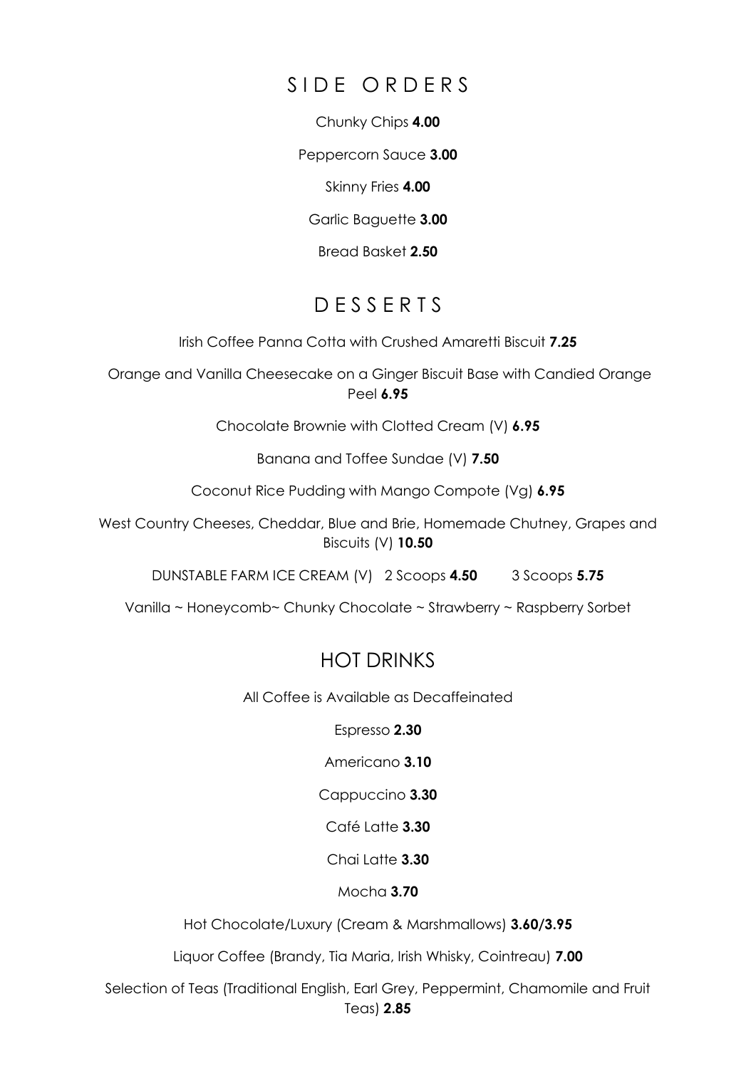## SIDE ORDERS

Chunky Chips **4.00**

Peppercorn Sauce **3.00**

Skinny Fries **4.00**

Garlic Baguette **3.00**

Bread Basket **2.50**

## DESSERTS

Irish Coffee Panna Cotta with Crushed Amaretti Biscuit **7.25**

Orange and Vanilla Cheesecake on a Ginger Biscuit Base with Candied Orange Peel **6.95**

Chocolate Brownie with Clotted Cream (V) **6.95**

Banana and Toffee Sundae (V) **7.50**

Coconut Rice Pudding with Mango Compote (Vg) **6.95**

West Country Cheeses, Cheddar, Blue and Brie, Homemade Chutney, Grapes and Biscuits (V) **10.50**

DUNSTABLE FARM ICE CREAM (V) 2 Scoops **4.50** 3 Scoops **5.75**

Vanilla ~ Honeycomb~ Chunky Chocolate ~ Strawberry ~ Raspberry Sorbet

## HOT DRINKS

All Coffee is Available as Decaffeinated

Espresso **2.30**

Americano **3.10**

Cappuccino **3.30**

Café Latte **3.30**

Chai Latte **3.30**

Mocha **3.70**

Hot Chocolate/Luxury (Cream & Marshmallows) **3.60/3.95**

Liquor Coffee (Brandy, Tia Maria, Irish Whisky, Cointreau) **7.00**

Selection of Teas (Traditional English, Earl Grey, Peppermint, Chamomile and Fruit Teas) **2.85**